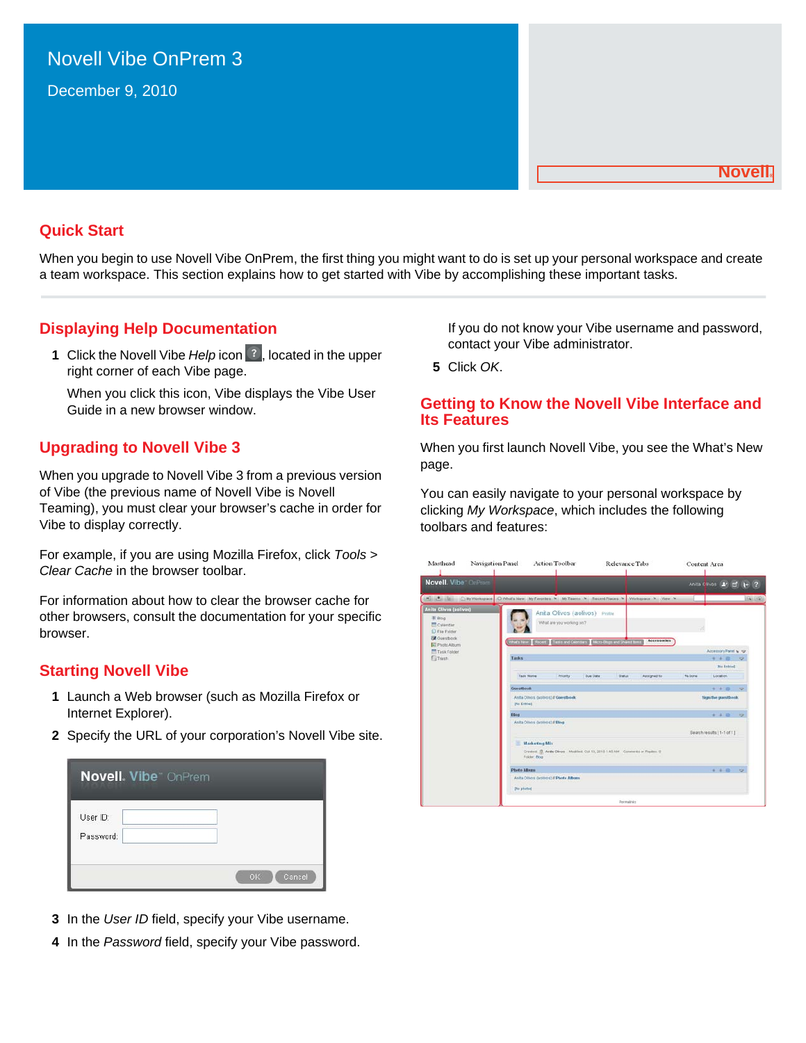# Novell Vibe OnPrem 3

December 9, 2010

Novell®

## Quick Start

When you begin to use Novell Vibe OnPrem, the first thing you might want to do is set up your personal workspace and create a team workspace. This section explains how to get started with Vibe by accomplishing these important tasks.

## Displaying Help Documentation

1. Click the Novell Vibe *Help* icon, located in the upper right corner of each Vibe page.

   When you click this icon, Vibe displays the Vibe User Guide in a new browser window.

## Upgrading to Novell Vibe 3

When you upgrade to Novell Vibe 3 from a previous version of Vibe (the previous name of Novell Vibe is Novell Teaming), you must clear your browser's cache in order for Vibe to display correctly.

For example, if you are using Mozilla Firefox, click *Tools* > *Clear Cache* in the browser toolbar.

For information about how to clear the browser cache for other browsers, consult the documentation for your specific browser.

## Starting Novell Vibe

1. Launch a Web browser (such as Mozilla Firefox or Internet Explorer).
2. Specify the URL of your corporation's Novell Vibe site.
3. In the *User ID* field, specify your Vibe username.
4. In the *Password* field, specify your Vibe password.

   If you do not know your Vibe username and password, contact your Vibe administrator.
5. Click *OK*.

## Getting to Know the Novell Vibe Interface and Its Features

When you first launch Novell Vibe, you see the What's New page.

You can easily navigate to your personal workspace by clicking *My Workspace*, which includes the following toolbars and features: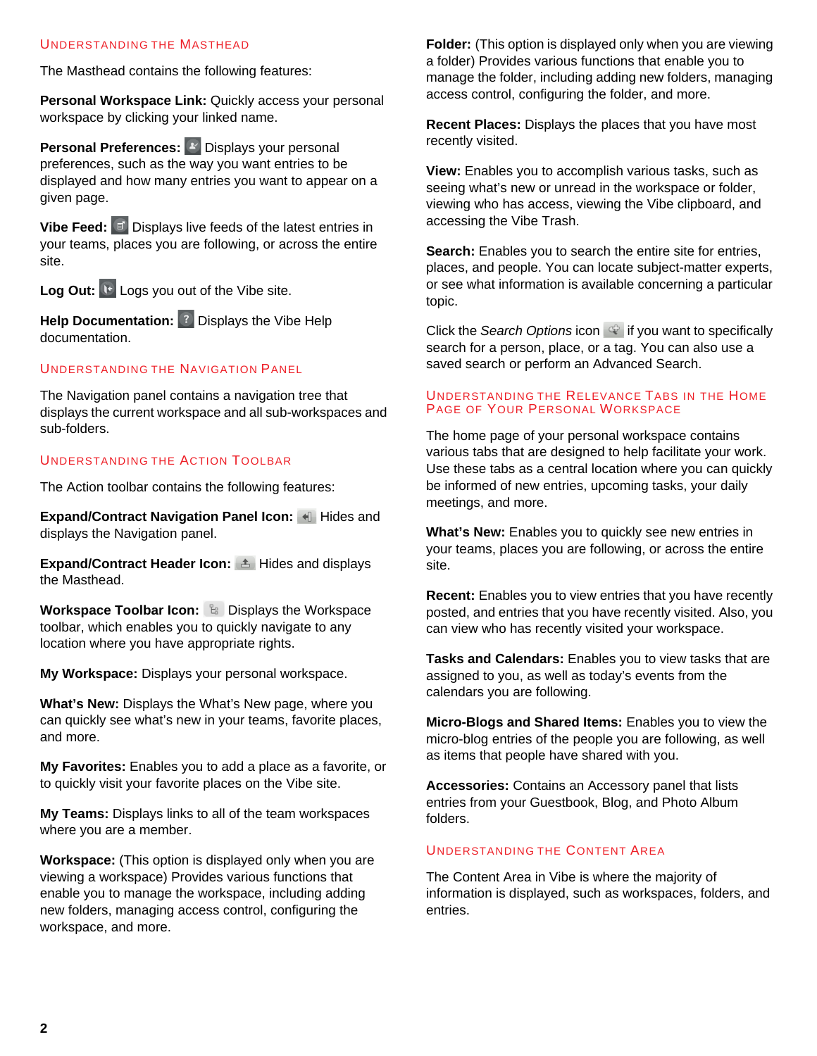## Understanding the Masthead

The Masthead contains the following features:

**Personal Workspace Link:** Quickly access your personal workspace by clicking your linked name.

**Personal Preferences:** Displays your personal preferences, such as the way you want entries to be displayed and how many entries you want to appear on a given page.

**Vibe Feed:** Displays live feeds of the latest entries in your teams, places you are following, or across the entire site.

**Log Out:** Logs you out of the Vibe site.

**Help Documentation:** Displays the Vibe Help documentation.

## Understanding the Navigation Panel

The Navigation panel contains a navigation tree that displays the current workspace and all sub-workspaces and sub-folders.

## Understanding the Action Toolbar

The Action toolbar contains the following features:

**Expand/Contract Navigation Panel Icon:** Hides and displays the Navigation panel.

**Expand/Contract Header Icon:** Hides and displays the Masthead.

**Workspace Toolbar Icon:** Displays the Workspace toolbar, which enables you to quickly navigate to any location where you have appropriate rights.

**My Workspace:** Displays your personal workspace.

**What's New:** Displays the What's New page, where you can quickly see what's new in your teams, favorite places, and more.

**My Favorites:** Enables you to add a place as a favorite, or to quickly visit your favorite places on the Vibe site.

**My Teams:** Displays links to all of the team workspaces where you are a member.

**Workspace:** (This option is displayed only when you are viewing a workspace) Provides various functions that enable you to manage the workspace, including adding new folders, managing access control, configuring the workspace, and more.

**Folder:** (This option is displayed only when you are viewing a folder) Provides various functions that enable you to manage the folder, including adding new folders, managing access control, configuring the folder, and more.

**Recent Places:** Displays the places that you have most recently visited.

**View:** Enables you to accomplish various tasks, such as seeing what's new or unread in the workspace or folder, viewing who has access, viewing the Vibe clipboard, and accessing the Vibe Trash.

**Search:** Enables you to search the entire site for entries, places, and people. You can locate subject-matter experts, or see what information is available concerning a particular topic.

Click the *Search Options* icon if you want to specifically search for a person, place, or a tag. You can also use a saved search or perform an Advanced Search.

## Understanding the Relevance Tabs in the Home Page of Your Personal Workspace

The home page of your personal workspace contains various tabs that are designed to help facilitate your work. Use these tabs as a central location where you can quickly be informed of new entries, upcoming tasks, your daily meetings, and more.

**What's New:** Enables you to quickly see new entries in your teams, places you are following, or across the entire site.

**Recent:** Enables you to view entries that you have recently posted, and entries that you have recently visited. Also, you can view who has recently visited your workspace.

**Tasks and Calendars:** Enables you to view tasks that are assigned to you, as well as today's events from the calendars you are following.

**Micro-Blogs and Shared Items:** Enables you to view the micro-blog entries of the people you are following, as well as items that people have shared with you.

**Accessories:** Contains an Accessory panel that lists entries from your Guestbook, Blog, and Photo Album folders.

## Understanding the Content Area

The Content Area in Vibe is where the majority of information is displayed, such as workspaces, folders, and entries.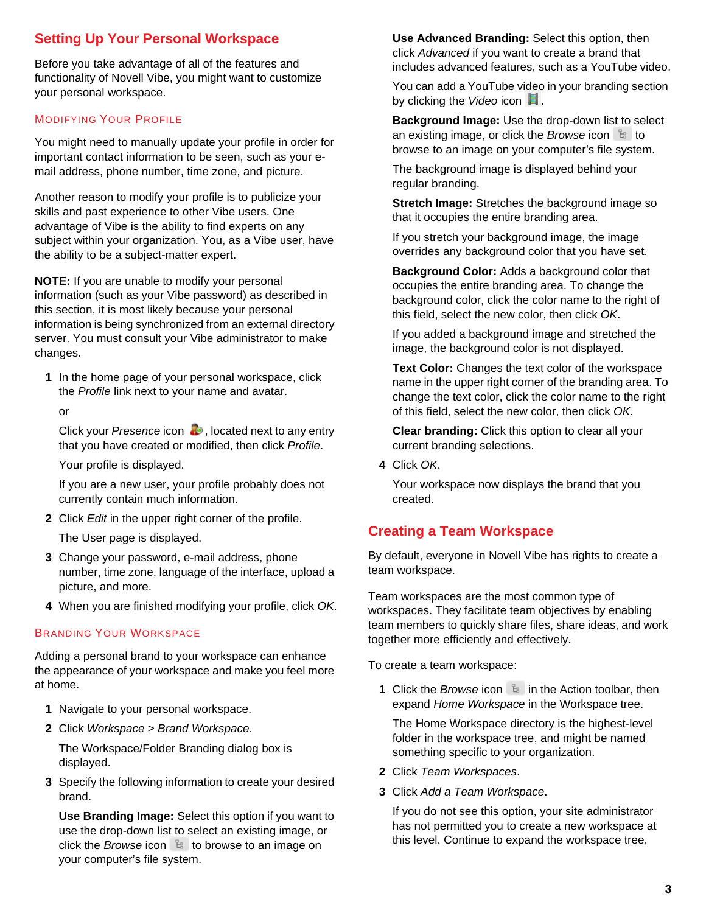## Setting Up Your Personal Workspace

Before you take advantage of all of the features and functionality of Novell Vibe, you might want to customize your personal workspace.

### Modifying Your Profile

You might need to manually update your profile in order for important contact information to be seen, such as your e-mail address, phone number, time zone, and picture.

Another reason to modify your profile is to publicize your skills and past experience to other Vibe users. One advantage of Vibe is the ability to find experts on any subject within your organization. You, as a Vibe user, have the ability to be a subject-matter expert.

**NOTE:** If you are unable to modify your personal information (such as your Vibe password) as described in this section, it is most likely because your personal information is being synchronized from an external directory server. You must consult your Vibe administrator to make changes.

1 In the home page of your personal workspace, click the *Profile* link next to your name and avatar.

   or

   Click your *Presence* icon, located next to any entry that you have created or modified, then click *Profile*.

   Your profile is displayed.

   If you are a new user, your profile probably does not currently contain much information.

2 Click *Edit* in the upper right corner of the profile.

   The User page is displayed.

3 Change your password, e-mail address, phone number, time zone, language of the interface, upload a picture, and more.

4 When you are finished modifying your profile, click *OK*.

### Branding Your Workspace

Adding a personal brand to your workspace can enhance the appearance of your workspace and make you feel more at home.

1 Navigate to your personal workspace.

2 Click *Workspace* > *Brand Workspace*.

   The Workspace/Folder Branding dialog box is displayed.

3 Specify the following information to create your desired brand.

   **Use Branding Image:** Select this option if you want to use the drop-down list to select an existing image, or click the *Browse* icon to browse to an image on your computer's file system.

   **Use Advanced Branding:** Select this option, then click *Advanced* if you want to create a brand that includes advanced features, such as a YouTube video.

   You can add a YouTube video in your branding section by clicking the *Video* icon.

   **Background Image:** Use the drop-down list to select an existing image, or click the *Browse* icon to browse to an image on your computer's file system.

   The background image is displayed behind your regular branding.

   **Stretch Image:** Stretches the background image so that it occupies the entire branding area.

   If you stretch your background image, the image overrides any background color that you have set.

   **Background Color:** Adds a background color that occupies the entire branding area. To change the background color, click the color name to the right of this field, select the new color, then click *OK*.

   If you added a background image and stretched the image, the background color is not displayed.

   **Text Color:** Changes the text color of the workspace name in the upper right corner of the branding area. To change the text color, click the color name to the right of this field, select the new color, then click *OK*.

   **Clear branding:** Click this option to clear all your current branding selections.

4 Click *OK*.

   Your workspace now displays the brand that you created.

## Creating a Team Workspace

By default, everyone in Novell Vibe has rights to create a team workspace.

Team workspaces are the most common type of workspaces. They facilitate team objectives by enabling team members to quickly share files, share ideas, and work together more efficiently and effectively.

To create a team workspace:

1 Click the *Browse* icon in the Action toolbar, then expand *Home Workspace* in the Workspace tree.

   The Home Workspace directory is the highest-level folder in the workspace tree, and might be named something specific to your organization.

2 Click *Team Workspaces*.

3 Click *Add a Team Workspace*.

   If you do not see this option, your site administrator has not permitted you to create a new workspace at this level. Continue to expand the workspace tree,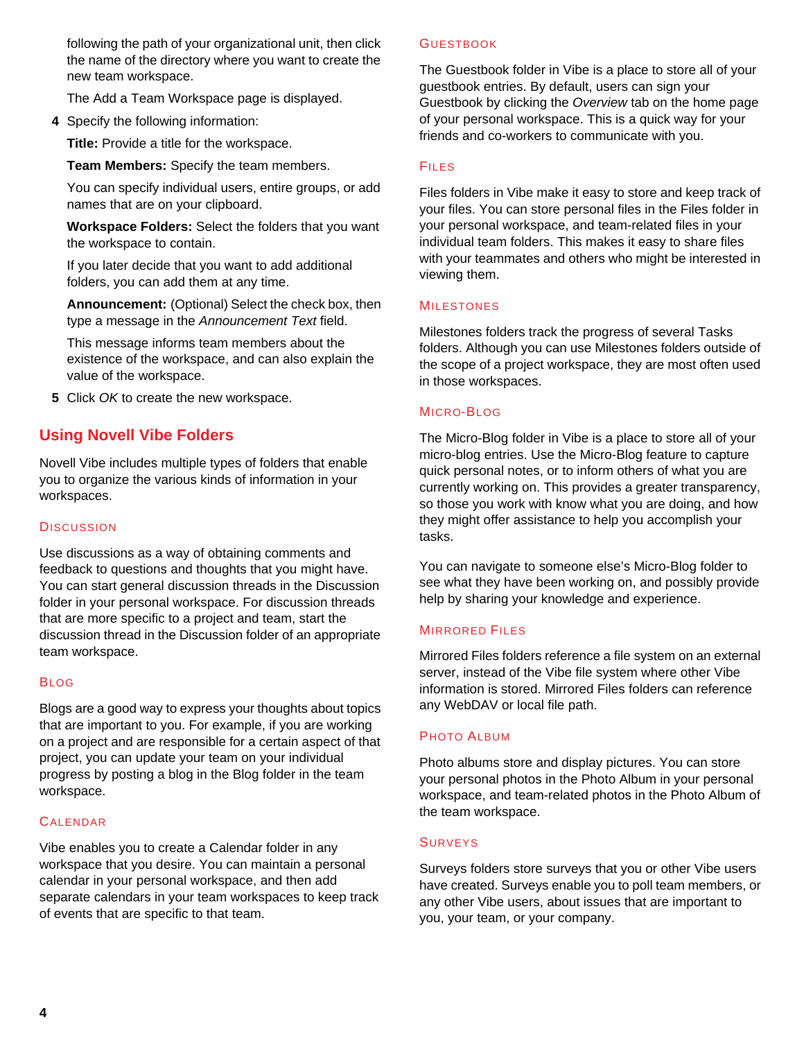following the path of your organizational unit, then click the name of the directory where you want to create the new team workspace.

The Add a Team Workspace page is displayed.

4. Specify the following information:

   **Title:** Provide a title for the workspace.

   **Team Members:** Specify the team members.

   You can specify individual users, entire groups, or add names that are on your clipboard.

   **Workspace Folders:** Select the folders that you want the workspace to contain.

   If you later decide that you want to add additional folders, you can add them at any time.

   **Announcement:** (Optional) Select the check box, then type a message in the *Announcement Text* field.

   This message informs team members about the existence of the workspace, and can also explain the value of the workspace.

5. Click *OK* to create the new workspace.

## Using Novell Vibe Folders

Novell Vibe includes multiple types of folders that enable you to organize the various kinds of information in your workspaces.

### Discussion

Use discussions as a way of obtaining comments and feedback to questions and thoughts that you might have. You can start general discussion threads in the Discussion folder in your personal workspace. For discussion threads that are more specific to a project and team, start the discussion thread in the Discussion folder of an appropriate team workspace.

### Blog

Blogs are a good way to express your thoughts about topics that are important to you. For example, if you are working on a project and are responsible for a certain aspect of that project, you can update your team on your individual progress by posting a blog in the Blog folder in the team workspace.

### Calendar

Vibe enables you to create a Calendar folder in any workspace that you desire. You can maintain a personal calendar in your personal workspace, and then add separate calendars in your team workspaces to keep track of events that are specific to that team.

### Guestbook

The Guestbook folder in Vibe is a place to store all of your guestbook entries. By default, users can sign your Guestbook by clicking the *Overview* tab on the home page of your personal workspace. This is a quick way for your friends and co-workers to communicate with you.

### Files

Files folders in Vibe make it easy to store and keep track of your files. You can store personal files in the Files folder in your personal workspace, and team-related files in your individual team folders. This makes it easy to share files with your teammates and others who might be interested in viewing them.

### Milestones

Milestones folders track the progress of several Tasks folders. Although you can use Milestones folders outside of the scope of a project workspace, they are most often used in those workspaces.

### Micro-Blog

The Micro-Blog folder in Vibe is a place to store all of your micro-blog entries. Use the Micro-Blog feature to capture quick personal notes, or to inform others of what you are currently working on. This provides a greater transparency, so those you work with know what you are doing, and how they might offer assistance to help you accomplish your tasks.

You can navigate to someone else's Micro-Blog folder to see what they have been working on, and possibly provide help by sharing your knowledge and experience.

### Mirrored Files

Mirrored Files folders reference a file system on an external server, instead of the Vibe file system where other Vibe information is stored. Mirrored Files folders can reference any WebDAV or local file path.

### Photo Album

Photo albums store and display pictures. You can store your personal photos in the Photo Album in your personal workspace, and team-related photos in the Photo Album of the team workspace.

### Surveys

Surveys folders store surveys that you or other Vibe users have created. Surveys enable you to poll team members, or any other Vibe users, about issues that are important to you, your team, or your company.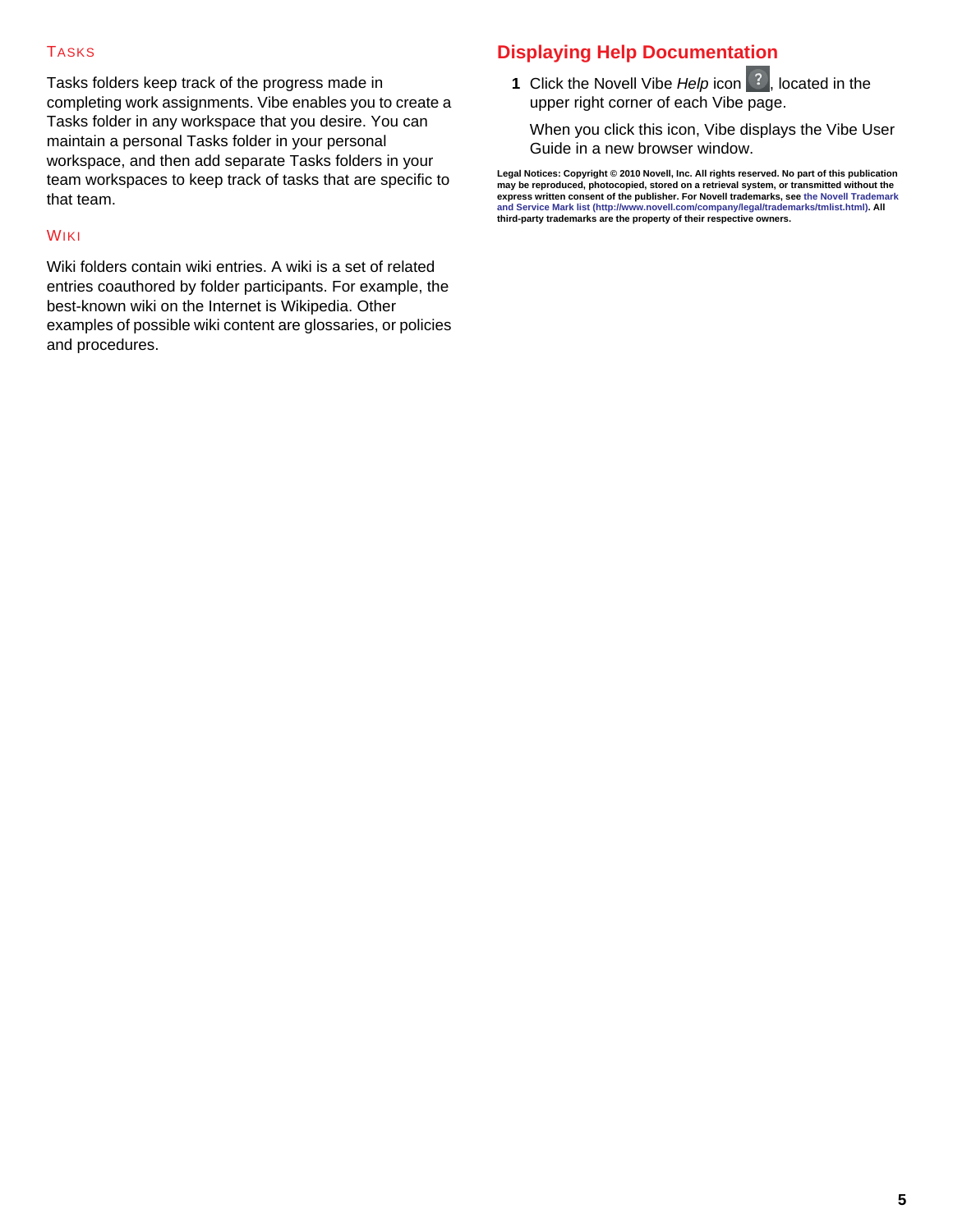### TASKS

Tasks folders keep track of the progress made in completing work assignments. Vibe enables you to create a Tasks folder in any workspace that you desire. You can maintain a personal Tasks folder in your personal workspace, and then add separate Tasks folders in your team workspaces to keep track of tasks that are specific to that team.

### WIKI

Wiki folders contain wiki entries. A wiki is a set of related entries coauthored by folder participants. For example, the best-known wiki on the Internet is Wikipedia. Other examples of possible wiki content are glossaries, or policies and procedures.

## Displaying Help Documentation

1. Click the Novell Vibe *Help* icon, located in the upper right corner of each Vibe page.

   When you click this icon, Vibe displays the Vibe User Guide in a new browser window.

**Legal Notices: Copyright © 2010 Novell, Inc. All rights reserved. No part of this publication may be reproduced, photocopied, stored on a retrieval system, or transmitted without the express written consent of the publisher. For Novell trademarks, see the Novell Trademark and Service Mark list (http://www.novell.com/company/legal/trademarks/tmlist.html). All third-party trademarks are the property of their respective owners.**